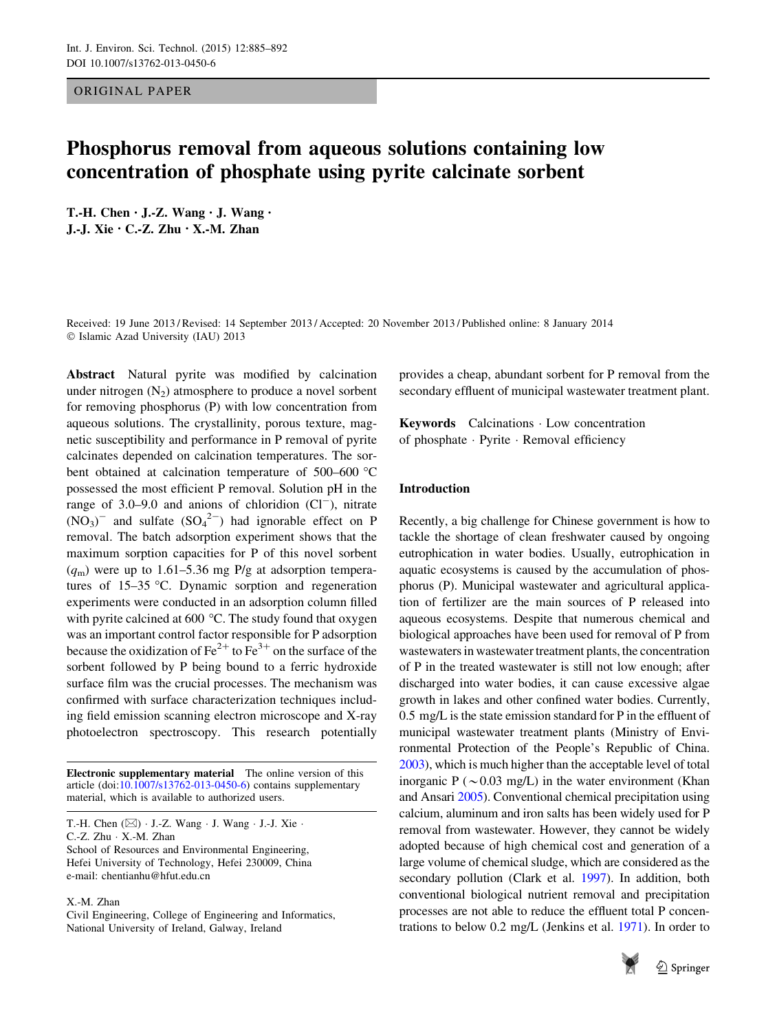ORIGINAL PAPER

# Phosphorus removal from aqueous solutions containing low concentration of phosphate using pyrite calcinate sorbent

**T.-H. Chen · J.-Z. Wang · J. Wang · J.-J. Xie · C.-Z. Zhu · X.-M. Zhan**

Received: 19 June 2013 / Revised: 14 September 2013 / Accepted: 20 November 2013 / Published online: 8 January 2014
© Islamic Azad University (IAU) 2013

**Abstract** Natural pyrite was modified by calcination under nitrogen ($N_2$) atmosphere to produce a novel sorbent for removing phosphorus (P) with low concentration from aqueous solutions. The crystallinity, porous texture, magnetic susceptibility and performance in P removal of pyrite calcinates depended on calcination temperatures. The sorbent obtained at calcination temperature of 500–600 °C possessed the most efficient P removal. Solution pH in the range of 3.0–9.0 and anions of chloridion ($Cl^-$), nitrate $(NO_3)^-$ and sulfate ($SO_4^{2-}$) had ignorable effect on P removal. The batch adsorption experiment shows that the maximum sorption capacities for P of this novel sorbent ($q_m$) were up to 1.61–5.36 mg P/g at adsorption temperatures of 15–35 °C. Dynamic sorption and regeneration experiments were conducted in an adsorption column filled with pyrite calcined at 600 °C. The study found that oxygen was an important control factor responsible for P adsorption because the oxidization of $Fe^{2+}$ to $Fe^{3+}$ on the surface of the sorbent followed by P being bound to a ferric hydroxide surface film was the crucial processes. The mechanism was confirmed with surface characterization techniques including field emission scanning electron microscope and X-ray photoelectron spectroscopy. This research potentially provides a cheap, abundant sorbent for P removal from the secondary effluent of municipal wastewater treatment plant.

**Keywords** Calcinations · Low concentration of phosphate · Pyrite · Removal efficiency

**Electronic supplementary material** The online version of this article (doi:10.1007/s13762-013-0450-6) contains supplementary material, which is available to authorized users.

T.-H. Chen (✉) · J.-Z. Wang · J. Wang · J.-J. Xie · C.-Z. Zhu · X.-M. Zhan
School of Resources and Environmental Engineering, Hefei University of Technology, Hefei 230009, China
e-mail: chentianhu@hfut.edu.cn

X.-M. Zhan
Civil Engineering, College of Engineering and Informatics, National University of Ireland, Galway, Ireland

## Introduction

Recently, a big challenge for Chinese government is how to tackle the shortage of clean freshwater caused by ongoing eutrophication in water bodies. Usually, eutrophication in aquatic ecosystems is caused by the accumulation of phosphorus (P). Municipal wastewater and agricultural application of fertilizer are the main sources of P released into aqueous ecosystems. Despite that numerous chemical and biological approaches have been used for removal of P from wastewaters in wastewater treatment plants, the concentration of P in the treated wastewater is still not low enough; after discharged into water bodies, it can cause excessive algae growth in lakes and other confined water bodies. Currently, 0.5 mg/L is the state emission standard for P in the effluent of municipal wastewater treatment plants (Ministry of Environmental Protection of the People's Republic of China. 2003), which is much higher than the acceptable level of total inorganic P (~0.03 mg/L) in the water environment (Khan and Ansari 2005). Conventional chemical precipitation using calcium, aluminum and iron salts has been widely used for P removal from wastewater. However, they cannot be widely adopted because of high chemical cost and generation of a large volume of chemical sludge, which are considered as the secondary pollution (Clark et al. 1997). In addition, both conventional biological nutrient removal and precipitation processes are not able to reduce the effluent total P concentrations to below 0.2 mg/L (Jenkins et al. 1971). In order to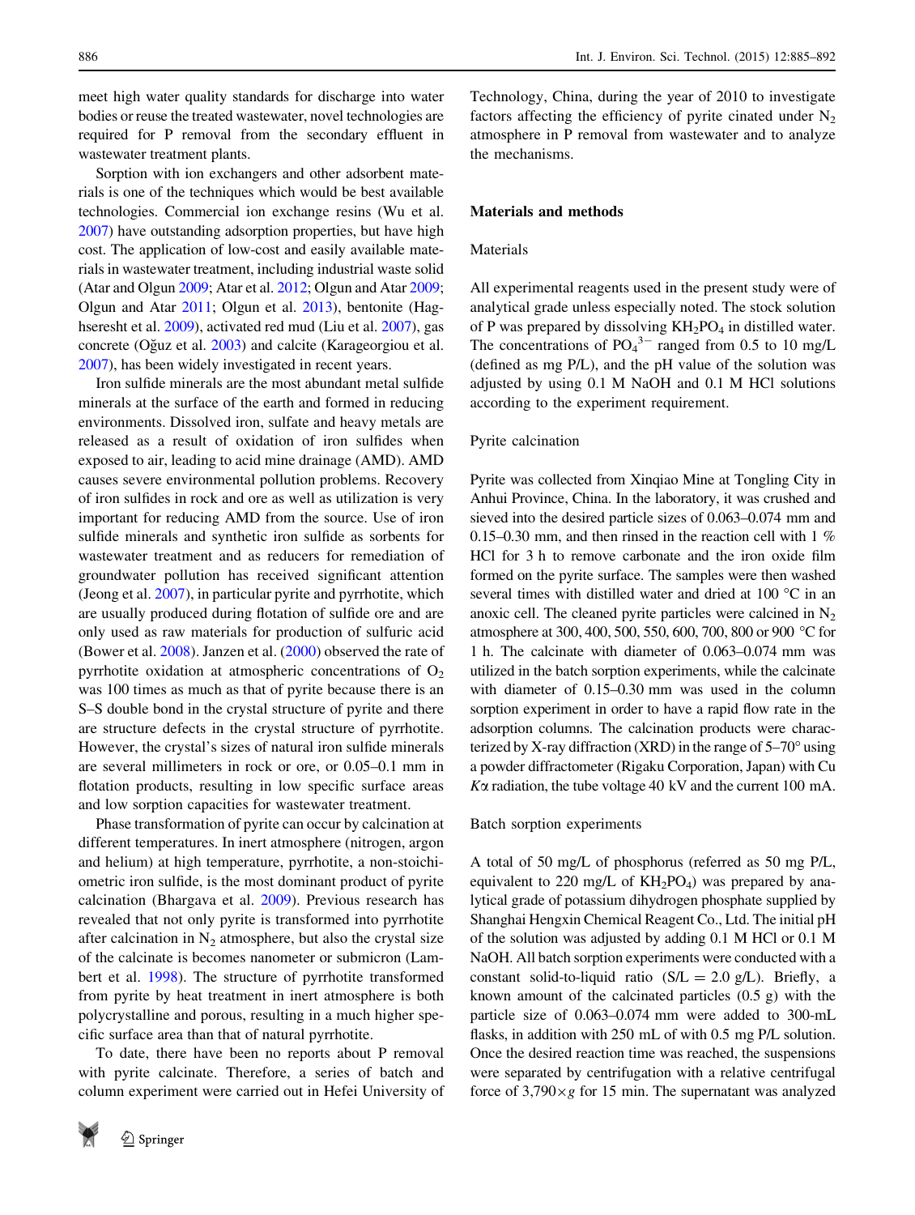meet high water quality standards for discharge into water bodies or reuse the treated wastewater, novel technologies are required for P removal from the secondary effluent in wastewater treatment plants.

Sorption with ion exchangers and other adsorbent materials is one of the techniques which would be best available technologies. Commercial ion exchange resins (Wu et al. 2007) have outstanding adsorption properties, but have high cost. The application of low-cost and easily available materials in wastewater treatment, including industrial waste solid (Atar and Olgun 2009; Atar et al. 2012; Olgun and Atar 2009; Olgun and Atar 2011; Olgun et al. 2013), bentonite (Haghseresht et al. 2009), activated red mud (Liu et al. 2007), gas concrete (Oğuz et al. 2003) and calcite (Karageorgiou et al. 2007), has been widely investigated in recent years.

Iron sulfide minerals are the most abundant metal sulfide minerals at the surface of the earth and formed in reducing environments. Dissolved iron, sulfate and heavy metals are released as a result of oxidation of iron sulfides when exposed to air, leading to acid mine drainage (AMD). AMD causes severe environmental pollution problems. Recovery of iron sulfides in rock and ore as well as utilization is very important for reducing AMD from the source. Use of iron sulfide minerals and synthetic iron sulfide as sorbents for wastewater treatment and as reducers for remediation of groundwater pollution has received significant attention (Jeong et al. 2007), in particular pyrite and pyrrhotite, which are usually produced during flotation of sulfide ore and are only used as raw materials for production of sulfuric acid (Bower et al. 2008). Janzen et al. (2000) observed the rate of pyrrhotite oxidation at atmospheric concentrations of $O_2$ was 100 times as much as that of pyrite because there is an S–S double bond in the crystal structure of pyrite and there are structure defects in the crystal structure of pyrrhotite. However, the crystal's sizes of natural iron sulfide minerals are several millimeters in rock or ore, or 0.05–0.1 mm in flotation products, resulting in low specific surface areas and low sorption capacities for wastewater treatment.

Phase transformation of pyrite can occur by calcination at different temperatures. In inert atmosphere (nitrogen, argon and helium) at high temperature, pyrrhotite, a non-stoichiometric iron sulfide, is the most dominant product of pyrite calcination (Bhargava et al. 2009). Previous research has revealed that not only pyrite is transformed into pyrrhotite after calcination in $N_2$ atmosphere, but also the crystal size of the calcinate is becomes nanometer or submicron (Lambert et al. 1998). The structure of pyrrhotite transformed from pyrite by heat treatment in inert atmosphere is both polycrystalline and porous, resulting in a much higher specific surface area than that of natural pyrrhotite.

To date, there have been no reports about P removal with pyrite calcinate. Therefore, a series of batch and column experiment were carried out in Hefei University of Technology, China, during the year of 2010 to investigate factors affecting the efficiency of pyrite cinated under $N_2$ atmosphere in P removal from wastewater and to analyze the mechanisms.

## Materials and methods

### Materials

All experimental reagents used in the present study were of analytical grade unless especially noted. The stock solution of P was prepared by dissolving $KH_2PO_4$ in distilled water. The concentrations of $PO_4^{3-}$ ranged from 0.5 to 10 mg/L (defined as mg P/L), and the pH value of the solution was adjusted by using 0.1 M NaOH and 0.1 M HCl solutions according to the experiment requirement.

### Pyrite calcination

Pyrite was collected from Xinqiao Mine at Tongling City in Anhui Province, China. In the laboratory, it was crushed and sieved into the desired particle sizes of 0.063–0.074 mm and 0.15–0.30 mm, and then rinsed in the reaction cell with 1 % HCl for 3 h to remove carbonate and the iron oxide film formed on the pyrite surface. The samples were then washed several times with distilled water and dried at 100 °C in an anoxic cell. The cleaned pyrite particles were calcined in $N_2$ atmosphere at 300, 400, 500, 550, 600, 700, 800 or 900 °C for 1 h. The calcinate with diameter of 0.063–0.074 mm was utilized in the batch sorption experiments, while the calcinate with diameter of 0.15–0.30 mm was used in the column sorption experiment in order to have a rapid flow rate in the adsorption columns. The calcination products were characterized by X-ray diffraction (XRD) in the range of 5–70° using a powder diffractometer (Rigaku Corporation, Japan) with Cu $K\alpha$ radiation, the tube voltage 40 kV and the current 100 mA.

### Batch sorption experiments

A total of 50 mg/L of phosphorus (referred as 50 mg P/L, equivalent to 220 mg/L of $KH_2PO_4$) was prepared by analytical grade of potassium dihydrogen phosphate supplied by Shanghai Hengxin Chemical Reagent Co., Ltd. The initial pH of the solution was adjusted by adding 0.1 M HCl or 0.1 M NaOH. All batch sorption experiments were conducted with a constant solid-to-liquid ratio (S/L = 2.0 g/L). Briefly, a known amount of the calcinated particles (0.5 g) with the particle size of 0.063–0.074 mm were added to 300-mL flasks, in addition with 250 mL of with 0.5 mg P/L solution. Once the desired reaction time was reached, the suspensions were separated by centrifugation with a relative centrifugal force of 3,790×$g$ for 15 min. The supernatant was analyzed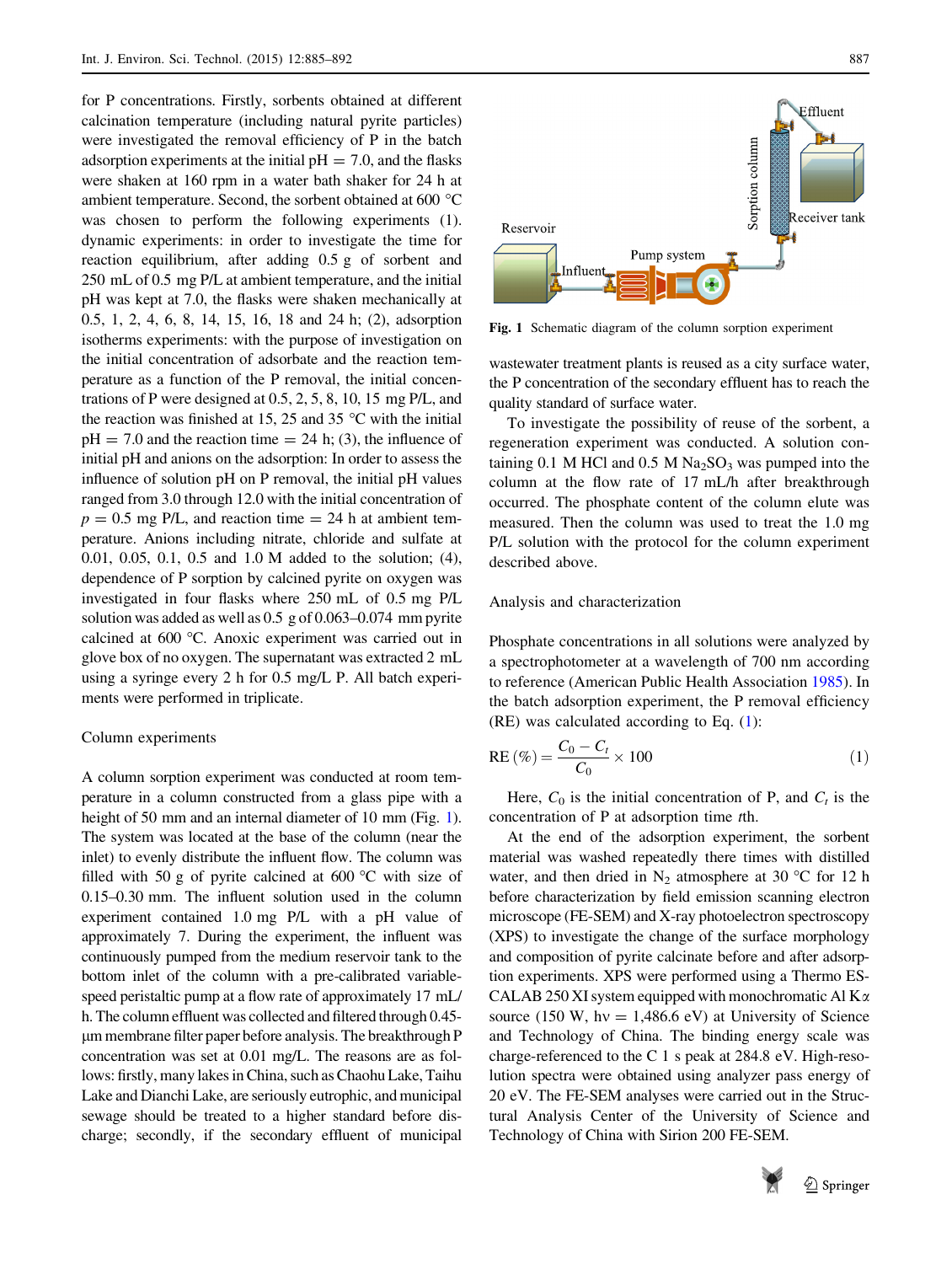for P concentrations. Firstly, sorbents obtained at different calcination temperature (including natural pyrite particles) were investigated the removal efficiency of P in the batch adsorption experiments at the initial pH = 7.0, and the flasks were shaken at 160 rpm in a water bath shaker for 24 h at ambient temperature. Second, the sorbent obtained at 600 °C was chosen to perform the following experiments (1). dynamic experiments: in order to investigate the time for reaction equilibrium, after adding 0.5 g of sorbent and 250 mL of 0.5 mg P/L at ambient temperature, and the initial pH was kept at 7.0, the flasks were shaken mechanically at 0.5, 1, 2, 4, 6, 8, 14, 15, 16, 18 and 24 h; (2), adsorption isotherms experiments: with the purpose of investigation on the initial concentration of adsorbate and the reaction temperature as a function of the P removal, the initial concentrations of P were designed at 0.5, 2, 5, 8, 10, 15 mg P/L, and the reaction was finished at 15, 25 and 35 °C with the initial pH = 7.0 and the reaction time = 24 h; (3), the influence of initial pH and anions on the adsorption: In order to assess the influence of solution pH on P removal, the initial pH values ranged from 3.0 through 12.0 with the initial concentration of $p = 0.5$ mg P/L, and reaction time = 24 h at ambient temperature. Anions including nitrate, chloride and sulfate at 0.01, 0.05, 0.1, 0.5 and 1.0 M added to the solution; (4), dependence of P sorption by calcined pyrite on oxygen was investigated in four flasks where 250 mL of 0.5 mg P/L solution was added as well as 0.5 g of 0.063–0.074 mm pyrite calcined at 600 °C. Anoxic experiment was carried out in glove box of no oxygen. The supernatant was extracted 2 mL using a syringe every 2 h for 0.5 mg/L P. All batch experiments were performed in triplicate.

## Column experiments

A column sorption experiment was conducted at room temperature in a column constructed from a glass pipe with a height of 50 mm and an internal diameter of 10 mm (Fig. 1). The system was located at the base of the column (near the inlet) to evenly distribute the influent flow. The column was filled with 50 g of pyrite calcined at 600 °C with size of 0.15–0.30 mm. The influent solution used in the column experiment contained 1.0 mg P/L with a pH value of approximately 7. During the experiment, the influent was continuously pumped from the medium reservoir tank to the bottom inlet of the column with a pre-calibrated variable-speed peristaltic pump at a flow rate of approximately 17 mL/h. The column effluent was collected and filtered through 0.45-μm membrane filter paper before analysis. The breakthrough P concentration was set at 0.01 mg/L. The reasons are as follows: firstly, many lakes in China, such as Chaohu Lake, Taihu Lake and Dianchi Lake, are seriously eutrophic, and municipal sewage should be treated to a higher standard before discharge; secondly, if the secondary effluent of municipal wastewater treatment plants is reused as a city surface water, the P concentration of the secondary effluent has to reach the quality standard of surface water.

**Fig. 1** Schematic diagram of the column sorption experiment

To investigate the possibility of reuse of the sorbent, a regeneration experiment was conducted. A solution containing 0.1 M HCl and 0.5 M $Na_2SO_3$ was pumped into the column at the flow rate of 17 mL/h after breakthrough occurred. The phosphate content of the column elute was measured. Then the column was used to treat the 1.0 mg P/L solution with the protocol for the column experiment described above.

## Analysis and characterization

Phosphate concentrations in all solutions were analyzed by a spectrophotometer at a wavelength of 700 nm according to reference (American Public Health Association 1985). In the batch adsorption experiment, the P removal efficiency (RE) was calculated according to Eq. (1):

$$\mathrm{RE}\,(\%) = \frac{C_0 - C_t}{C_0} \times 100 \tag{1}$$

Here, $C_0$ is the initial concentration of P, and $C_t$ is the concentration of P at adsorption time $t$th.

At the end of the adsorption experiment, the sorbent material was washed repeatedly there times with distilled water, and then dried in $N_2$ atmosphere at 30 °C for 12 h before characterization by field emission scanning electron microscope (FE-SEM) and X-ray photoelectron spectroscopy (XPS) to investigate the change of the surface morphology and composition of pyrite calcinate before and after adsorption experiments. XPS were performed using a Thermo ESCALAB 250 XI system equipped with monochromatic Al Kα source (150 W, hν = 1,486.6 eV) at University of Science and Technology of China. The binding energy scale was charge-referenced to the C 1 s peak at 284.8 eV. High-resolution spectra were obtained using analyzer pass energy of 20 eV. The FE-SEM analyses were carried out in the Structural Analysis Center of the University of Science and Technology of China with Sirion 200 FE-SEM.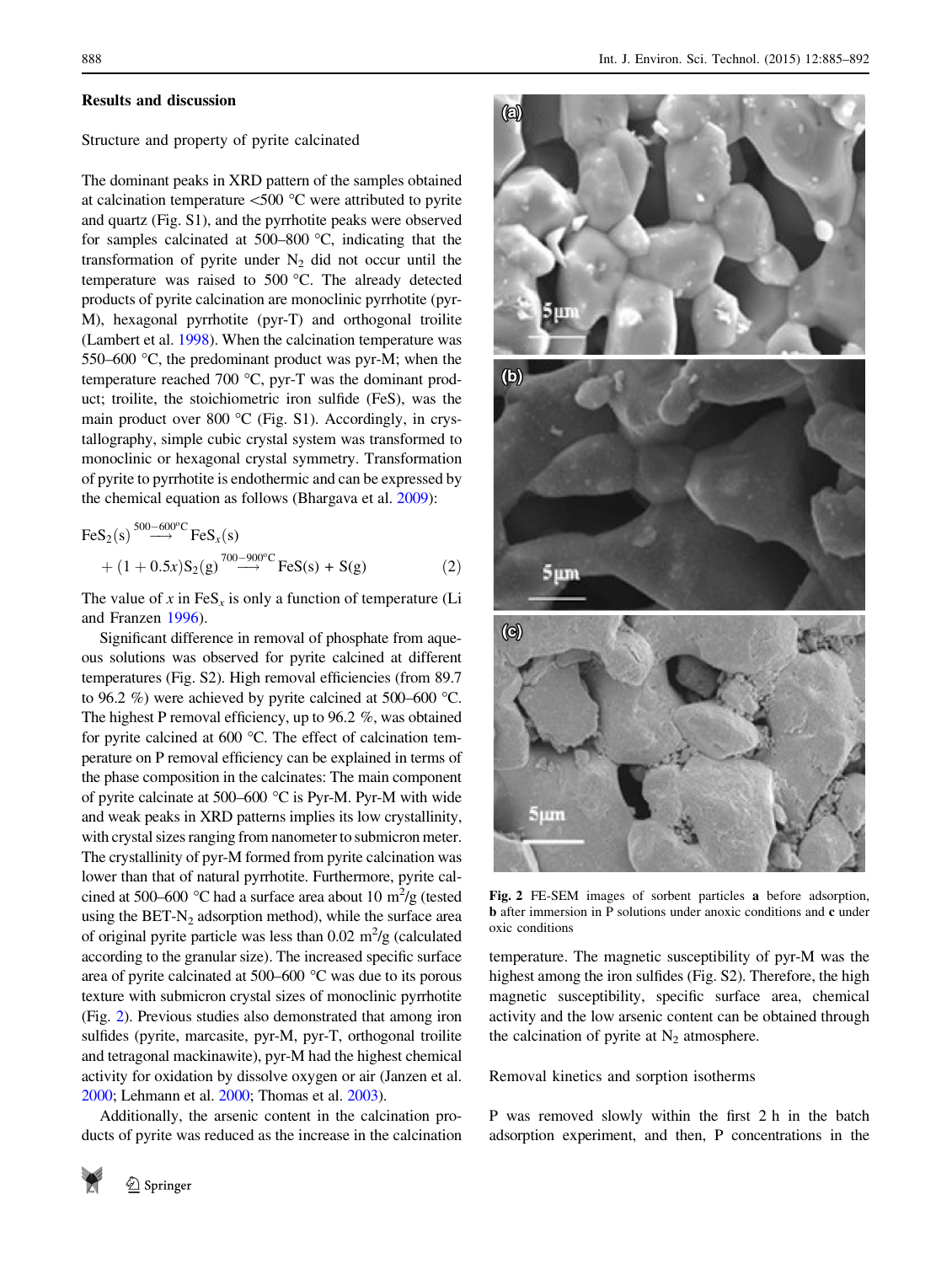## Results and discussion

### Structure and property of pyrite calcinated

The dominant peaks in XRD pattern of the samples obtained at calcination temperature <500 °C were attributed to pyrite and quartz (Fig. S1), and the pyrrhotite peaks were observed for samples calcinated at 500–800 °C, indicating that the transformation of pyrite under $N_2$ did not occur until the temperature was raised to 500 °C. The already detected products of pyrite calcination are monoclinic pyrrhotite (pyr-M), hexagonal pyrrhotite (pyr-T) and orthogonal troilite (Lambert et al. 1998). When the calcination temperature was 550–600 °C, the predominant product was pyr-M; when the temperature reached 700 °C, pyr-T was the dominant product; troilite, the stoichiometric iron sulfide (FeS), was the main product over 800 °C (Fig. S1). Accordingly, in crystallography, simple cubic crystal system was transformed to monoclinic or hexagonal crystal symmetry. Transformation of pyrite to pyrrhotite is endothermic and can be expressed by the chemical equation as follows (Bhargava et al. 2009):

$$FeS_2(s) \xrightarrow{500-600^{\circ}C} FeS_x(s) + (1 + 0.5x)S_2(g) \xrightarrow{700-900^{\circ}C} FeS(s) + S(g) \qquad (2)$$

The value of $x$ in $FeS_x$ is only a function of temperature (Li and Franzen 1996).

Significant difference in removal of phosphate from aqueous solutions was observed for pyrite calcined at different temperatures (Fig. S2). High removal efficiencies (from 89.7 to 96.2 %) were achieved by pyrite calcined at 500–600 °C. The highest P removal efficiency, up to 96.2 %, was obtained for pyrite calcined at 600 °C. The effect of calcination temperature on P removal efficiency can be explained in terms of the phase composition in the calcinates: The main component of pyrite calcinate at 500–600 °C is Pyr-M. Pyr-M with wide and weak peaks in XRD patterns implies its low crystallinity, with crystal sizes ranging from nanometer to submicron meter. The crystallinity of pyr-M formed from pyrite calcination was lower than that of natural pyrrhotite. Furthermore, pyrite calcined at 500–600 °C had a surface area about 10 $m^2/g$ (tested using the BET-$N_2$ adsorption method), while the surface area of original pyrite particle was less than 0.02 $m^2/g$ (calculated according to the granular size). The increased specific surface area of pyrite calcinated at 500–600 °C was due to its porous texture with submicron crystal sizes of monoclinic pyrrhotite (Fig. 2). Previous studies also demonstrated that among iron sulfides (pyrite, marcasite, pyr-M, pyr-T, orthogonal troilite and tetragonal mackinawite), pyr-M had the highest chemical activity for oxidation by dissolve oxygen or air (Janzen et al. 2000; Lehmann et al. 2000; Thomas et al. 2003).

Additionally, the arsenic content in the calcination products of pyrite was reduced as the increase in the calcination temperature. The magnetic susceptibility of pyr-M was the highest among the iron sulfides (Fig. S2). Therefore, the high magnetic susceptibility, specific surface area, chemical activity and the low arsenic content can be obtained through the calcination of pyrite at $N_2$ atmosphere.

Fig. 2 FE-SEM images of sorbent particles **a** before adsorption, **b** after immersion in P solutions under anoxic conditions and **c** under oxic conditions

### Removal kinetics and sorption isotherms

P was removed slowly within the first 2 h in the batch adsorption experiment, and then, P concentrations in the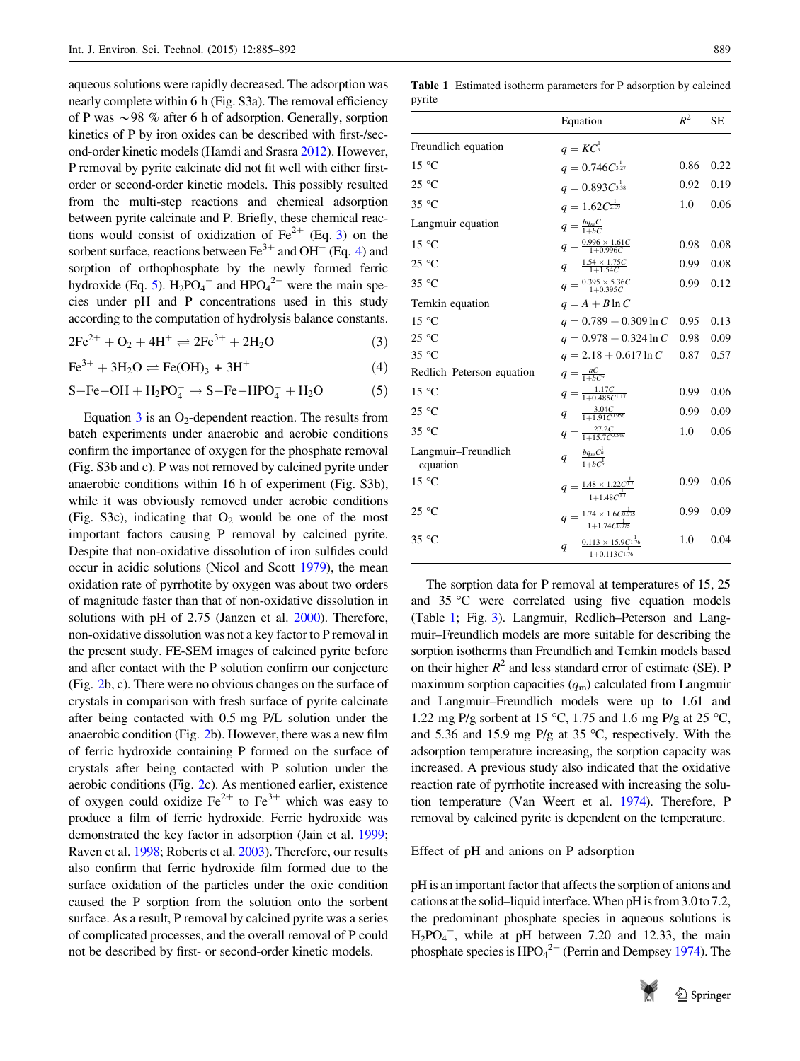aqueous solutions were rapidly decreased. The adsorption was nearly complete within 6 h (Fig. S3a). The removal efficiency of P was ∼98 % after 6 h of adsorption. Generally, sorption kinetics of P by iron oxides can be described with first-/second-order kinetic models (Hamdi and Srasra 2012). However, P removal by pyrite calcinate did not fit well with either first-order or second-order kinetic models. This possibly resulted from the multi-step reactions and chemical adsorption between pyrite calcinate and P. Briefly, these chemical reactions would consist of oxidization of $Fe^{2+}$ (Eq. 3) on the sorbent surface, reactions between $Fe^{3+}$ and $OH^-$ (Eq. 4) and sorption of orthophosphate by the newly formed ferric hydroxide (Eq. 5). $H_2PO_4^-$ and $HPO_4^{2-}$ were the main species under pH and P concentrations used in this study according to the computation of hydrolysis balance constants.

$$2Fe^{2+} + O_2 + 4H^+ \rightleftharpoons 2Fe^{3+} + 2H_2O \quad (3)$$

$$Fe^{3+} + 3H_2O \rightleftharpoons Fe(OH)_3 + 3H^+ \quad (4)$$

$$S{-}Fe{-}OH + H_2PO_4^- \rightarrow S{-}Fe{-}HPO_4^- + H_2O \quad (5)$$

Equation 3 is an $O_2$-dependent reaction. The results from batch experiments under anaerobic and aerobic conditions confirm the importance of oxygen for the phosphate removal (Fig. S3b and c). P was not removed by calcined pyrite under anaerobic conditions within 16 h of experiment (Fig. S3b), while it was obviously removed under aerobic conditions (Fig. S3c), indicating that $O_2$ would be one of the most important factors causing P removal by calcined pyrite. Despite that non-oxidative dissolution of iron sulfides could occur in acidic solutions (Nicol and Scott 1979), the mean oxidation rate of pyrrhotite by oxygen was about two orders of magnitude faster than that of non-oxidative dissolution in solutions with pH of 2.75 (Janzen et al. 2000). Therefore, non-oxidative dissolution was not a key factor to P removal in the present study. FE-SEM images of calcined pyrite before and after contact with the P solution confirm our conjecture (Fig. 2b, c). There were no obvious changes on the surface of crystals in comparison with fresh surface of pyrite calcinate after being contacted with 0.5 mg P/L solution under the anaerobic condition (Fig. 2b). However, there was a new film of ferric hydroxide containing P formed on the surface of crystals after being contacted with P solution under the aerobic conditions (Fig. 2c). As mentioned earlier, existence of oxygen could oxidize $Fe^{2+}$ to $Fe^{3+}$ which was easy to produce a film of ferric hydroxide. Ferric hydroxide was demonstrated the key factor in adsorption (Jain et al. 1999; Raven et al. 1998; Roberts et al. 2003). Therefore, our results also confirm that ferric hydroxide film formed due to the surface oxidation of the particles under the oxic condition caused the P sorption from the solution onto the sorbent surface. As a result, P removal by calcined pyrite was a series of complicated processes, and the overall removal of P could not be described by first- or second-order kinetic models.

**Table 1** Estimated isotherm parameters for P adsorption by calcined pyrite

| | Equation | $R^2$ | SE |
|---|---|---|---|
| Freundlich equation | $q = KC^{\frac{1}{n}}$ | | |
| 15 °C | $q = 0.746C^{\frac{1}{3.27}}$ | 0.86 | 0.22 |
| 25 °C | $q = 0.893C^{\frac{1}{3.38}}$ | 0.92 | 0.19 |
| 35 °C | $q = 1.62C^{\frac{1}{2.09}}$ | 1.0 | 0.06 |
| Langmuir equation | $q = \frac{bq_mC}{1+bC}$ | | |
| 15 °C | $q = \frac{0.996 \times 1.61C}{1+0.996C}$ | 0.98 | 0.08 |
| 25 °C | $q = \frac{1.54 \times 1.75C}{1+1.54C}$ | 0.99 | 0.08 |
| 35 °C | $q = \frac{0.395 \times 5.36C}{1+0.395C}$ | 0.99 | 0.12 |
| Temkin equation | $q = A + B\ln C$ | | |
| 15 °C | $q = 0.789 + 0.309\ln C$ | 0.95 | 0.13 |
| 25 °C | $q = 0.978 + 0.324\ln C$ | 0.98 | 0.09 |
| 35 °C | $q = 2.18 + 0.617\ln C$ | 0.87 | 0.57 |
| Redlich–Peterson equation | $q = \frac{aC}{1+bC^n}$ | | |
| 15 °C | $q = \frac{1.17C}{1+0.485C^{1.17}}$ | 0.99 | 0.06 |
| 25 °C | $q = \frac{3.04C}{1+1.91C^{0.956}}$ | 0.99 | 0.09 |
| 35 °C | $q = \frac{27.2C}{1+15.7C^{0.549}}$ | 1.0 | 0.06 |
| Langmuir–Freundlich equation | $q = \frac{bq_mC^{\frac{1}{n}}}{1+bC^{\frac{1}{n}}}$ | | |
| 15 °C | $q = \frac{1.48 \times 1.22C^{\frac{1}{0.7}}}{1+1.48C^{\frac{1}{0.7}}}$ | 0.99 | 0.06 |
| 25 °C | $q = \frac{1.74 \times 1.6C^{\frac{1}{0.975}}}{1+1.74C^{\frac{1}{0.975}}}$ | 0.99 | 0.09 |
| 35 °C | $q = \frac{0.113 \times 15.9C^{\frac{1}{1.76}}}{1+0.113C^{\frac{1}{1.76}}}$ | 1.0 | 0.04 |

The sorption data for P removal at temperatures of 15, 25 and 35 °C were correlated using five equation models (Table 1; Fig. 3). Langmuir, Redlich–Peterson and Langmuir–Freundlich models are more suitable for describing the sorption isotherms than Freundlich and Temkin models based on their higher $R^2$ and less standard error of estimate (SE). P maximum sorption capacities ($q_m$) calculated from Langmuir and Langmuir–Freundlich models were up to 1.61 and 1.22 mg P/g sorbent at 15 °C, 1.75 and 1.6 mg P/g at 25 °C, and 5.36 and 15.9 mg P/g at 35 °C, respectively. With the adsorption temperature increasing, the sorption capacity was increased. A previous study also indicated that the oxidative reaction rate of pyrrhotite increased with increasing the solution temperature (Van Weert et al. 1974). Therefore, P removal by calcined pyrite is dependent on the temperature.

## Effect of pH and anions on P adsorption

pH is an important factor that affects the sorption of anions and cations at the solid–liquid interface. When pH is from 3.0 to 7.2, the predominant phosphate species in aqueous solutions is $H_2PO_4^-$, while at pH between 7.20 and 12.33, the main phosphate species is $HPO_4^{2-}$ (Perrin and Dempsey 1974). The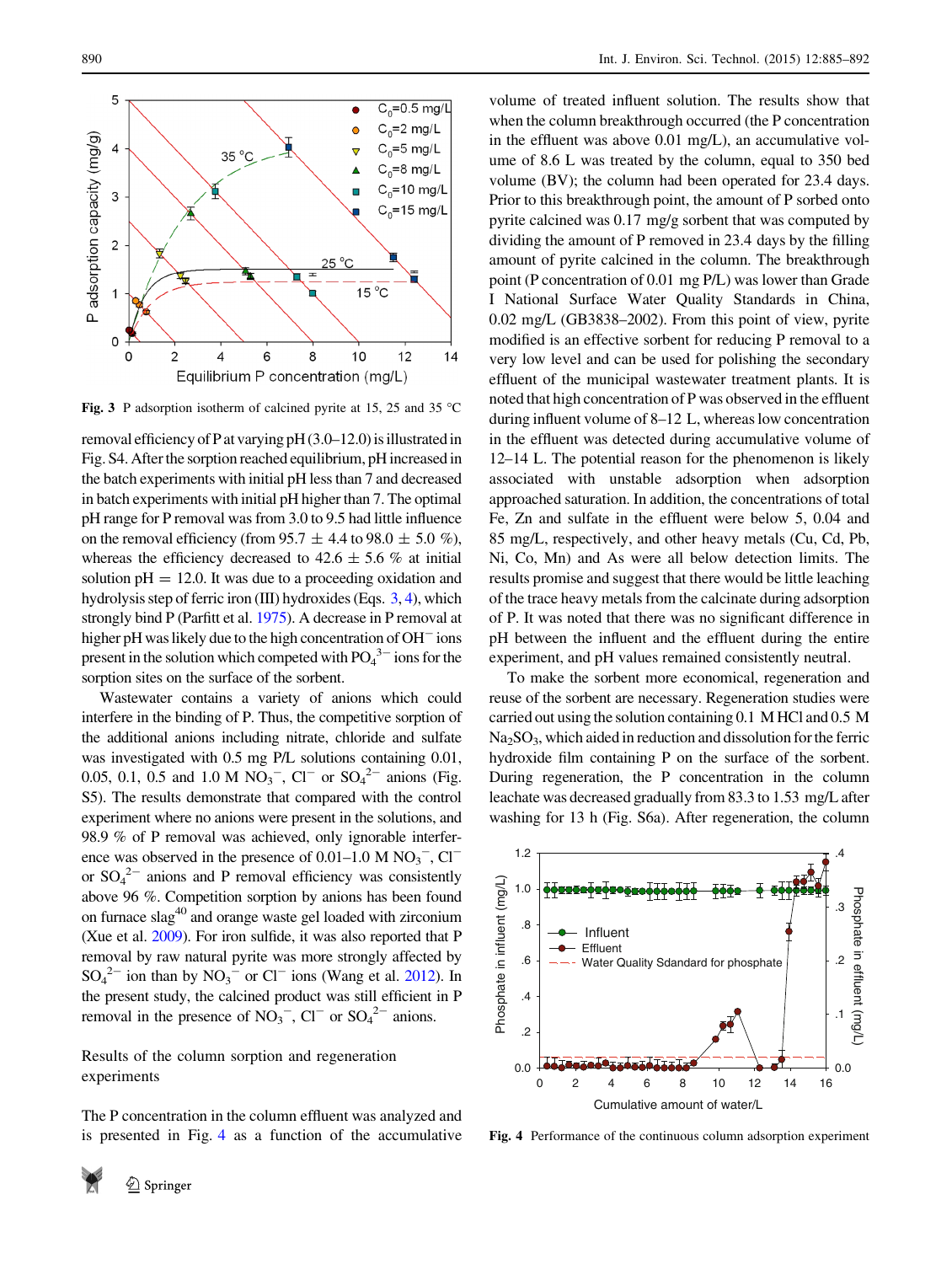Fig. 3 P adsorption isotherm of calcined pyrite at 15, 25 and 35 °C

removal efficiency of P at varying pH (3.0–12.0) is illustrated in Fig. S4. After the sorption reached equilibrium, pH increased in the batch experiments with initial pH less than 7 and decreased in batch experiments with initial pH higher than 7. The optimal pH range for P removal was from 3.0 to 9.5 had little influence on the removal efficiency (from 95.7 ± 4.4 to 98.0 ± 5.0 %), whereas the efficiency decreased to 42.6 ± 5.6 % at initial solution pH = 12.0. It was due to a proceeding oxidation and hydrolysis step of ferric iron (III) hydroxides (Eqs. 3, 4), which strongly bind P (Parfitt et al. 1975). A decrease in P removal at higher pH was likely due to the high concentration of $OH^-$ ions present in the solution which competed with $PO_4^{3-}$ ions for the sorption sites on the surface of the sorbent.

Wastewater contains a variety of anions which could interfere in the binding of P. Thus, the competitive sorption of the additional anions including nitrate, chloride and sulfate was investigated with 0.5 mg P/L solutions containing 0.01, 0.05, 0.1, 0.5 and 1.0 M $NO_3^-$, $Cl^-$ or $SO_4^{2-}$ anions (Fig. S5). The results demonstrate that compared with the control experiment where no anions were present in the solutions, and 98.9 % of P removal was achieved, only ignorable interference was observed in the presence of 0.01–1.0 M $NO_3^-$, $Cl^-$ or $SO_4^{2-}$ anions and P removal efficiency was consistently above 96 %. Competition sorption by anions has been found on furnace slag[40] and orange waste gel loaded with zirconium (Xue et al. 2009). For iron sulfide, it was also reported that P removal by raw natural pyrite was more strongly affected by $SO_4^{2-}$ ion than by $NO_3^-$ or $Cl^-$ ions (Wang et al. 2012). In the present study, the calcined product was still efficient in P removal in the presence of $NO_3^-$, $Cl^-$ or $SO_4^{2-}$ anions.

## Results of the column sorption and regeneration experiments

The P concentration in the column effluent was analyzed and is presented in Fig. 4 as a function of the accumulative volume of treated influent solution. The results show that when the column breakthrough occurred (the P concentration in the effluent was above 0.01 mg/L), an accumulative volume of 8.6 L was treated by the column, equal to 350 bed volume (BV); the column had been operated for 23.4 days. Prior to this breakthrough point, the amount of P sorbed onto pyrite calcined was 0.17 mg/g sorbent that was computed by dividing the amount of P removed in 23.4 days by the filling amount of pyrite calcined in the column. The breakthrough point (P concentration of 0.01 mg P/L) was lower than Grade I National Surface Water Quality Standards in China, 0.02 mg/L (GB3838–2002). From this point of view, pyrite modified is an effective sorbent for reducing P removal to a very low level and can be used for polishing the secondary effluent of the municipal wastewater treatment plants. It is noted that high concentration of P was observed in the effluent during influent volume of 8–12 L, whereas low concentration in the effluent was detected during accumulative volume of 12–14 L. The potential reason for the phenomenon is likely associated with unstable adsorption when adsorption approached saturation. In addition, the concentrations of total Fe, Zn and sulfate in the effluent were below 5, 0.04 and 85 mg/L, respectively, and other heavy metals (Cu, Cd, Pb, Ni, Co, Mn) and As were all below detection limits. The results promise and suggest that there would be little leaching of the trace heavy metals from the calcinate during adsorption of P. It was noted that there was no significant difference in pH between the influent and the effluent during the entire experiment, and pH values remained consistently neutral.

To make the sorbent more economical, regeneration and reuse of the sorbent are necessary. Regeneration studies were carried out using the solution containing 0.1 M HCl and 0.5 M $Na_2SO_3$, which aided in reduction and dissolution for the ferric hydroxide film containing P on the surface of the sorbent. During regeneration, the P concentration in the column leachate was decreased gradually from 83.3 to 1.53 mg/L after washing for 13 h (Fig. S6a). After regeneration, the column

Fig. 4 Performance of the continuous column adsorption experiment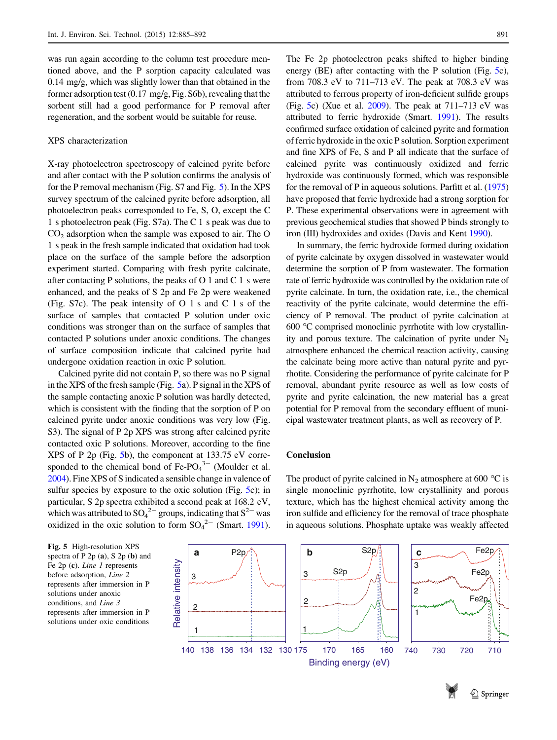was run again according to the column test procedure mentioned above, and the P sorption capacity calculated was 0.14 mg/g, which was slightly lower than that obtained in the former adsorption test (0.17 mg/g, Fig. S6b), revealing that the sorbent still had a good performance for P removal after regeneration, and the sorbent would be suitable for reuse.

## XPS characterization

X-ray photoelectron spectroscopy of calcined pyrite before and after contact with the P solution confirms the analysis of for the P removal mechanism (Fig. S7 and Fig. 5). In the XPS survey spectrum of the calcined pyrite before adsorption, all photoelectron peaks corresponded to Fe, S, O, except the C 1 s photoelectron peak (Fig. S7a). The C 1 s peak was due to $CO_2$ adsorption when the sample was exposed to air. The O 1 s peak in the fresh sample indicated that oxidation had took place on the surface of the sample before the adsorption experiment started. Comparing with fresh pyrite calcinate, after contacting P solutions, the peaks of O 1 and C 1 s were enhanced, and the peaks of S 2p and Fe 2p were weakened (Fig. S7c). The peak intensity of O 1 s and C 1 s of the surface of samples that contacted P solution under oxic conditions was stronger than on the surface of samples that contacted P solutions under anoxic conditions. The changes of surface composition indicate that calcined pyrite had undergone oxidation reaction in oxic P solution.

Calcined pyrite did not contain P, so there was no P signal in the XPS of the fresh sample (Fig. 5a). P signal in the XPS of the sample contacting anoxic P solution was hardly detected, which is consistent with the finding that the sorption of P on calcined pyrite under anoxic conditions was very low (Fig. S3). The signal of P 2p XPS was strong after calcined pyrite contacted oxic P solutions. Moreover, according to the fine XPS of P 2p (Fig. 5b), the component at 133.75 eV corresponded to the chemical bond of Fe-$PO_4^{3-}$ (Moulder et al. 2004). Fine XPS of S indicated a sensible change in valence of sulfur species by exposure to the oxic solution (Fig. 5c); in particular, S 2p spectra exhibited a second peak at 168.2 eV, which was attributed to $SO_4^{2-}$ groups, indicating that $S^{2-}$ was oxidized in the oxic solution to form $SO_4^{2-}$ (Smart. 1991). The Fe 2p photoelectron peaks shifted to higher binding energy (BE) after contacting with the P solution (Fig. 5c), from 708.3 eV to 711–713 eV. The peak at 708.3 eV was attributed to ferrous property of iron-deficient sulfide groups (Fig. 5c) (Xue et al. 2009). The peak at 711–713 eV was attributed to ferric hydroxide (Smart. 1991). The results confirmed surface oxidation of calcined pyrite and formation of ferric hydroxide in the oxic P solution. Sorption experiment and fine XPS of Fe, S and P all indicate that the surface of calcined pyrite was continuously oxidized and ferric hydroxide was continuously formed, which was responsible for the removal of P in aqueous solutions. Parfitt et al. (1975) have proposed that ferric hydroxide had a strong sorption for P. These experimental observations were in agreement with previous geochemical studies that showed P binds strongly to iron (III) hydroxides and oxides (Davis and Kent 1990).

In summary, the ferric hydroxide formed during oxidation of pyrite calcinate by oxygen dissolved in wastewater would determine the sorption of P from wastewater. The formation rate of ferric hydroxide was controlled by the oxidation rate of pyrite calcinate. In turn, the oxidation rate, i.e., the chemical reactivity of the pyrite calcinate, would determine the efficiency of P removal. The product of pyrite calcination at 600 °C comprised monoclinic pyrrhotite with low crystallinity and porous texture. The calcination of pyrite under $N_2$ atmosphere enhanced the chemical reaction activity, causing the calcinate being more active than natural pyrite and pyrrhotite. Considering the performance of pyrite calcinate for P removal, abundant pyrite resource as well as low costs of pyrite and pyrite calcination, the new material has a great potential for P removal from the secondary effluent of municipal wastewater treatment plants, as well as recovery of P.

## Conclusion

The product of pyrite calcined in $N_2$ atmosphere at 600 °C is single monoclinic pyrrhotite, low crystallinity and porous texture, which has the highest chemical activity among the iron sulfide and efficiency for the removal of trace phosphate in aqueous solutions. Phosphate uptake was weakly affected

**Fig. 5** High-resolution XPS spectra of P 2p (**a**), S 2p (**b**) and Fe 2p (**c**). *Line 1* represents before adsorption, *Line 2* represents after immersion in P solutions under anoxic conditions, and *Line 3* represents after immersion in P solutions under oxic conditions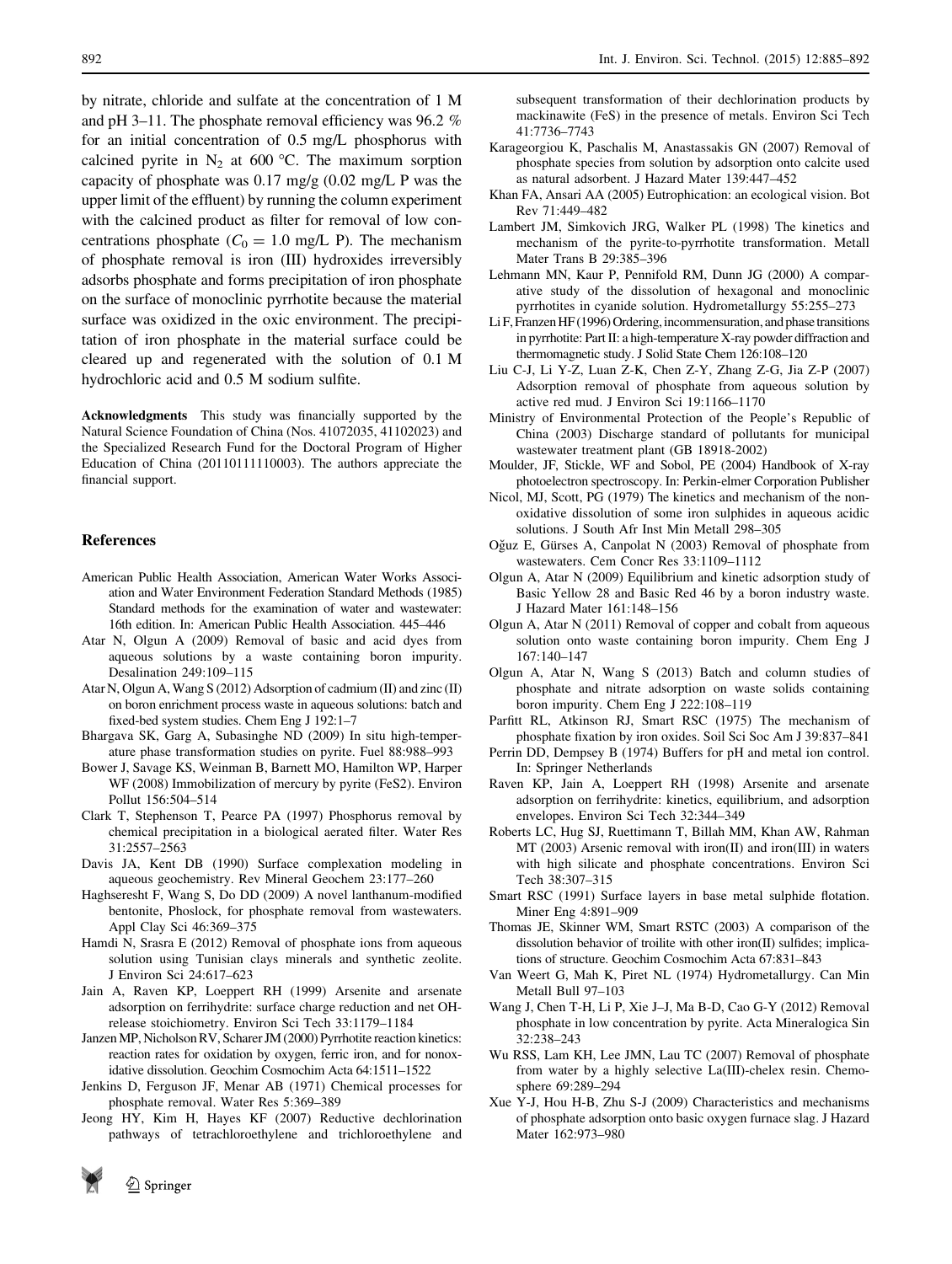by nitrate, chloride and sulfate at the concentration of 1 M and pH 3–11. The phosphate removal efficiency was 96.2 % for an initial concentration of 0.5 mg/L phosphorus with calcined pyrite in $N_2$ at 600 °C. The maximum sorption capacity of phosphate was 0.17 mg/g (0.02 mg/L P was the upper limit of the effluent) by running the column experiment with the calcined product as filter for removal of low concentrations phosphate ($C_0 = 1.0$ mg/L P). The mechanism of phosphate removal is iron (III) hydroxides irreversibly adsorbs phosphate and forms precipitation of iron phosphate on the surface of monoclinic pyrrhotite because the material surface was oxidized in the oxic environment. The precipitation of iron phosphate in the material surface could be cleared up and regenerated with the solution of 0.1 M hydrochloric acid and 0.5 M sodium sulfite.

**Acknowledgments** This study was financially supported by the Natural Science Foundation of China (Nos. 41072035, 41102023) and the Specialized Research Fund for the Doctoral Program of Higher Education of China (20110111110003). The authors appreciate the financial support.

## References

American Public Health Association, American Water Works Association and Water Environment Federation Standard Methods (1985) Standard methods for the examination of water and wastewater: 16th edition. In: American Public Health Association. 445–446

Atar N, Olgun A (2009) Removal of basic and acid dyes from aqueous solutions by a waste containing boron impurity. Desalination 249:109–115

Atar N, Olgun A, Wang S (2012) Adsorption of cadmium (II) and zinc (II) on boron enrichment process waste in aqueous solutions: batch and fixed-bed system studies. Chem Eng J 192:1–7

Bhargava SK, Garg A, Subasinghe ND (2009) In situ high-temperature phase transformation studies on pyrite. Fuel 88:988–993

Bower J, Savage KS, Weinman B, Barnett MO, Hamilton WP, Harper WF (2008) Immobilization of mercury by pyrite (FeS2). Environ Pollut 156:504–514

Clark T, Stephenson T, Pearce PA (1997) Phosphorus removal by chemical precipitation in a biological aerated filter. Water Res 31:2557–2563

Davis JA, Kent DB (1990) Surface complexation modeling in aqueous geochemistry. Rev Mineral Geochem 23:177–260

Haghseresht F, Wang S, Do DD (2009) A novel lanthanum-modified bentonite, Phoslock, for phosphate removal from wastewaters. Appl Clay Sci 46:369–375

Hamdi N, Srasra E (2012) Removal of phosphate ions from aqueous solution using Tunisian clays minerals and synthetic zeolite. J Environ Sci 24:617–623

Jain A, Raven KP, Loeppert RH (1999) Arsenite and arsenate adsorption on ferrihydrite: surface charge reduction and net OH-release stoichiometry. Environ Sci Tech 33:1179–1184

Janzen MP, Nicholson RV, Scharer JM (2000) Pyrrhotite reaction kinetics: reaction rates for oxidation by oxygen, ferric iron, and for nonoxidative dissolution. Geochim Cosmochim Acta 64:1511–1522

Jenkins D, Ferguson JF, Menar AB (1971) Chemical processes for phosphate removal. Water Res 5:369–389

Jeong HY, Kim H, Hayes KF (2007) Reductive dechlorination pathways of tetrachloroethylene and trichloroethylene and subsequent transformation of their dechlorination products by mackinawite (FeS) in the presence of metals. Environ Sci Tech 41:7736–7743

Karageorgiou K, Paschalis M, Anastassakis GN (2007) Removal of phosphate species from solution by adsorption onto calcite used as natural adsorbent. J Hazard Mater 139:447–452

Khan FA, Ansari AA (2005) Eutrophication: an ecological vision. Bot Rev 71:449–482

Lambert JM, Simkovich JRG, Walker PL (1998) The kinetics and mechanism of the pyrite-to-pyrrhotite transformation. Metall Mater Trans B 29:385–396

Lehmann MN, Kaur P, Pennifold RM, Dunn JG (2000) A comparative study of the dissolution of hexagonal and monoclinic pyrrhotites in cyanide solution. Hydrometallurgy 55:255–273

Li F, Franzen HF (1996) Ordering, incommensuration, and phase transitions in pyrrhotite: Part II: a high-temperature X-ray powder diffraction and thermomagnetic study. J Solid State Chem 126:108–120

Liu C-J, Li Y-Z, Luan Z-K, Chen Z-Y, Zhang Z-G, Jia Z-P (2007) Adsorption removal of phosphate from aqueous solution by active red mud. J Environ Sci 19:1166–1170

Ministry of Environmental Protection of the People's Republic of China (2003) Discharge standard of pollutants for municipal wastewater treatment plant (GB 18918-2002)

Moulder, JF, Stickle, WF and Sobol, PE (2004) Handbook of X-ray photoelectron spectroscopy. In: Perkin-elmer Corporation Publisher

Nicol, MJ, Scott, PG (1979) The kinetics and mechanism of the non-oxidative dissolution of some iron sulphides in aqueous acidic solutions. J South Afr Inst Min Metall 298–305

Oğuz E, Gürses A, Canpolat N (2003) Removal of phosphate from wastewaters. Cem Concr Res 33:1109–1112

Olgun A, Atar N (2009) Equilibrium and kinetic adsorption study of Basic Yellow 28 and Basic Red 46 by a boron industry waste. J Hazard Mater 161:148–156

Olgun A, Atar N (2011) Removal of copper and cobalt from aqueous solution onto waste containing boron impurity. Chem Eng J 167:140–147

Olgun A, Atar N, Wang S (2013) Batch and column studies of phosphate and nitrate adsorption on waste solids containing boron impurity. Chem Eng J 222:108–119

Parfitt RL, Atkinson RJ, Smart RSC (1975) The mechanism of phosphate fixation by iron oxides. Soil Sci Soc Am J 39:837–841

Perrin DD, Dempsey B (1974) Buffers for pH and metal ion control. In: Springer Netherlands

Raven KP, Jain A, Loeppert RH (1998) Arsenite and arsenate adsorption on ferrihydrite: kinetics, equilibrium, and adsorption envelopes. Environ Sci Tech 32:344–349

Roberts LC, Hug SJ, Ruettimann T, Billah MM, Khan AW, Rahman MT (2003) Arsenic removal with iron(II) and iron(III) in waters with high silicate and phosphate concentrations. Environ Sci Tech 38:307–315

Smart RSC (1991) Surface layers in base metal sulphide flotation. Miner Eng 4:891–909

Thomas JE, Skinner WM, Smart RSTC (2003) A comparison of the dissolution behavior of troilite with other iron(II) sulfides; implications of structure. Geochim Cosmochim Acta 67:831–843

Van Weert G, Mah K, Piret NL (1974) Hydrometallurgy. Can Min Metall Bull 97–103

Wang J, Chen T-H, Li P, Xie J–J, Ma B-D, Cao G-Y (2012) Removal phosphate in low concentration by pyrite. Acta Mineralogica Sin 32:238–243

Wu RSS, Lam KH, Lee JMN, Lau TC (2007) Removal of phosphate from water by a highly selective La(III)-chelex resin. Chemosphere 69:289–294

Xue Y-J, Hou H-B, Zhu S-J (2009) Characteristics and mechanisms of phosphate adsorption onto basic oxygen furnace slag. J Hazard Mater 162:973–980